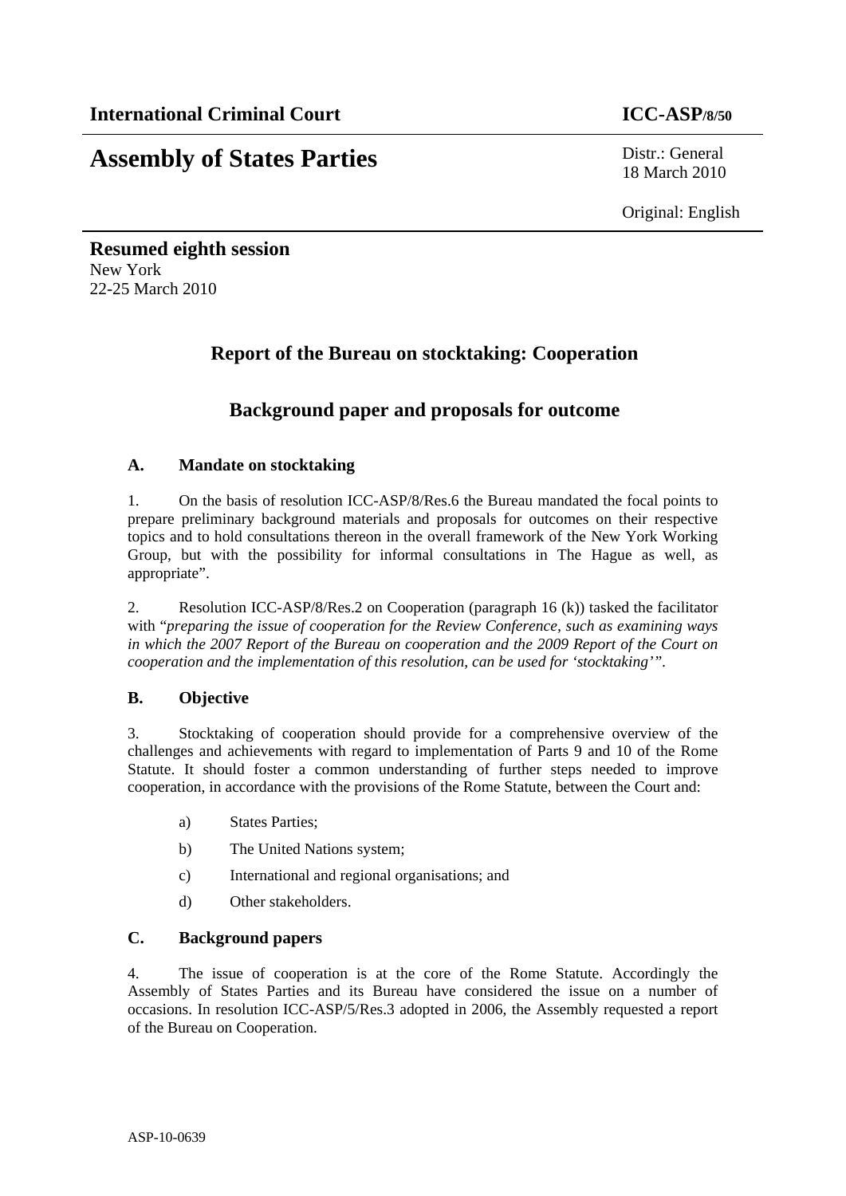**International Criminal Court** **ICC-ASP/8/50**

# Assembly of States Parties

Distr.: General
18 March 2010

Original: English

**Resumed eighth session**
New York
22-25 March 2010

## Report of the Bureau on stocktaking: Cooperation

## Background paper and proposals for outcome

### A. Mandate on stocktaking

1. On the basis of resolution ICC-ASP/8/Res.6 the Bureau mandated the focal points to prepare preliminary background materials and proposals for outcomes on their respective topics and to hold consultations thereon in the overall framework of the New York Working Group, but with the possibility for informal consultations in The Hague as well, as appropriate".

2. Resolution ICC-ASP/8/Res.2 on Cooperation (paragraph 16 (k)) tasked the facilitator with "*preparing the issue of cooperation for the Review Conference, such as examining ways in which the 2007 Report of the Bureau on cooperation and the 2009 Report of the Court on cooperation and the implementation of this resolution, can be used for 'stocktaking'*".

### B. Objective

3. Stocktaking of cooperation should provide for a comprehensive overview of the challenges and achievements with regard to implementation of Parts 9 and 10 of the Rome Statute. It should foster a common understanding of further steps needed to improve cooperation, in accordance with the provisions of the Rome Statute, between the Court and:

a) States Parties;

b) The United Nations system;

c) International and regional organisations; and

d) Other stakeholders.

### C. Background papers

4. The issue of cooperation is at the core of the Rome Statute. Accordingly the Assembly of States Parties and its Bureau have considered the issue on a number of occasions. In resolution ICC-ASP/5/Res.3 adopted in 2006, the Assembly requested a report of the Bureau on Cooperation.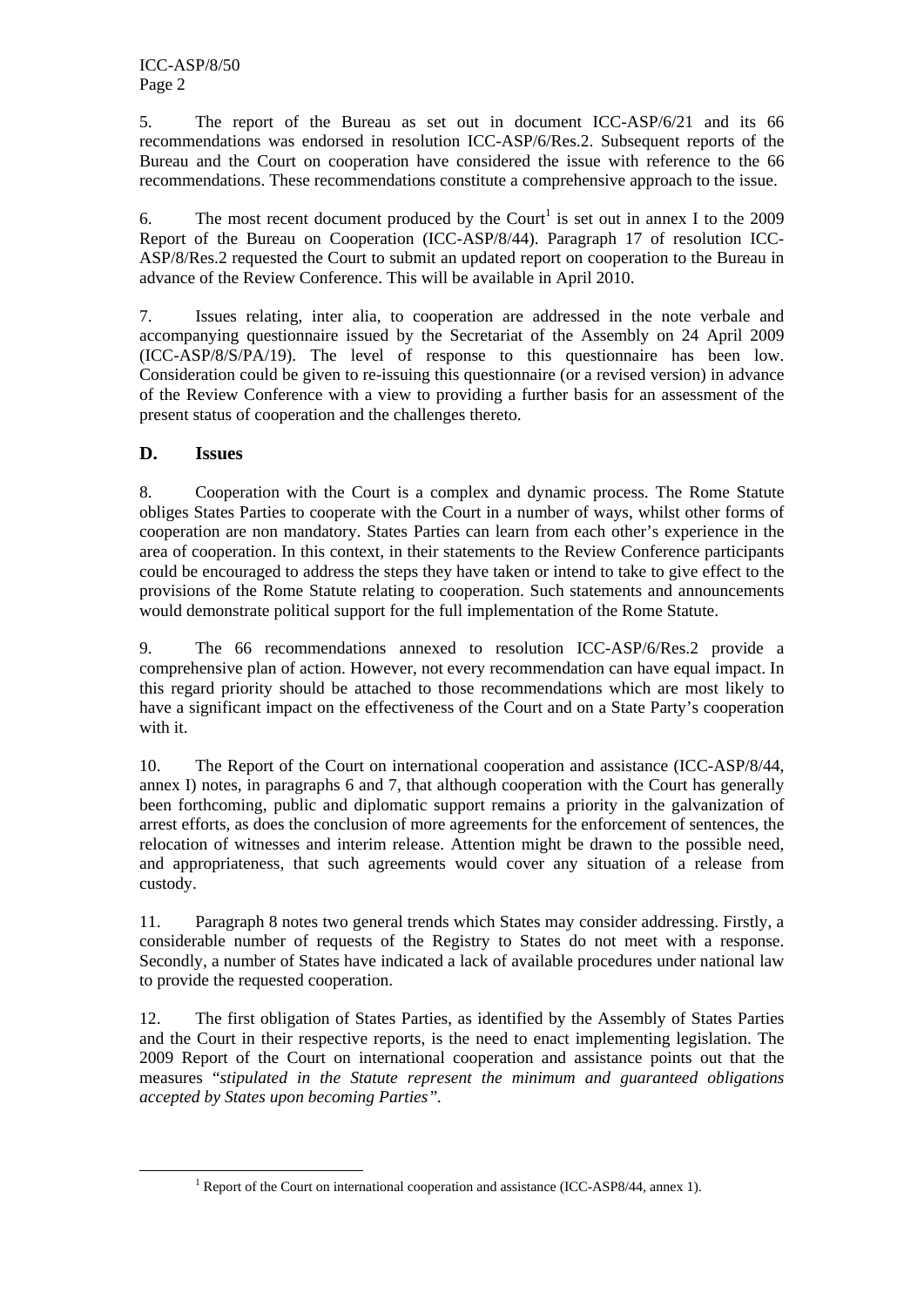5. The report of the Bureau as set out in document ICC-ASP/6/21 and its 66 recommendations was endorsed in resolution ICC-ASP/6/Res.2. Subsequent reports of the Bureau and the Court on cooperation have considered the issue with reference to the 66 recommendations. These recommendations constitute a comprehensive approach to the issue.

6. The most recent document produced by the Court[1] is set out in annex I to the 2009 Report of the Bureau on Cooperation (ICC-ASP/8/44). Paragraph 17 of resolution ICC-ASP/8/Res.2 requested the Court to submit an updated report on cooperation to the Bureau in advance of the Review Conference. This will be available in April 2010.

7. Issues relating, inter alia, to cooperation are addressed in the note verbale and accompanying questionnaire issued by the Secretariat of the Assembly on 24 April 2009 (ICC-ASP/8/S/PA/19). The level of response to this questionnaire has been low. Consideration could be given to re-issuing this questionnaire (or a revised version) in advance of the Review Conference with a view to providing a further basis for an assessment of the present status of cooperation and the challenges thereto.

## D. Issues

8. Cooperation with the Court is a complex and dynamic process. The Rome Statute obliges States Parties to cooperate with the Court in a number of ways, whilst other forms of cooperation are non mandatory. States Parties can learn from each other's experience in the area of cooperation. In this context, in their statements to the Review Conference participants could be encouraged to address the steps they have taken or intend to take to give effect to the provisions of the Rome Statute relating to cooperation. Such statements and announcements would demonstrate political support for the full implementation of the Rome Statute.

9. The 66 recommendations annexed to resolution ICC-ASP/6/Res.2 provide a comprehensive plan of action. However, not every recommendation can have equal impact. In this regard priority should be attached to those recommendations which are most likely to have a significant impact on the effectiveness of the Court and on a State Party's cooperation with it.

10. The Report of the Court on international cooperation and assistance (ICC-ASP/8/44, annex I) notes, in paragraphs 6 and 7, that although cooperation with the Court has generally been forthcoming, public and diplomatic support remains a priority in the galvanization of arrest efforts, as does the conclusion of more agreements for the enforcement of sentences, the relocation of witnesses and interim release. Attention might be drawn to the possible need, and appropriateness, that such agreements would cover any situation of a release from custody.

11. Paragraph 8 notes two general trends which States may consider addressing. Firstly, a considerable number of requests of the Registry to States do not meet with a response. Secondly, a number of States have indicated a lack of available procedures under national law to provide the requested cooperation.

12. The first obligation of States Parties, as identified by the Assembly of States Parties and the Court in their respective reports, is the need to enact implementing legislation. The 2009 Report of the Court on international cooperation and assistance points out that the measures "*stipulated in the Statute represent the minimum and guaranteed obligations accepted by States upon becoming Parties*".

[1] Report of the Court on international cooperation and assistance (ICC-ASP8/44, annex 1).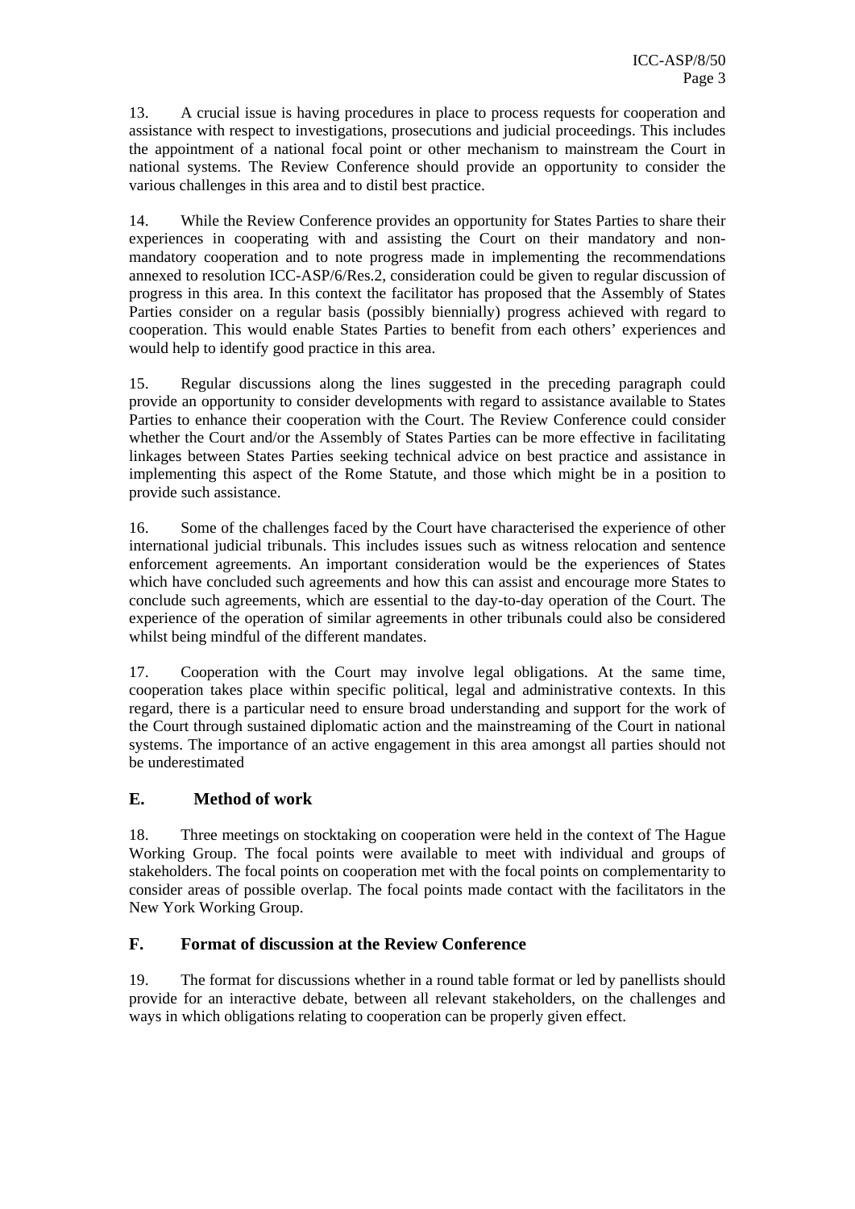13. A crucial issue is having procedures in place to process requests for cooperation and assistance with respect to investigations, prosecutions and judicial proceedings. This includes the appointment of a national focal point or other mechanism to mainstream the Court in national systems. The Review Conference should provide an opportunity to consider the various challenges in this area and to distil best practice.

14. While the Review Conference provides an opportunity for States Parties to share their experiences in cooperating with and assisting the Court on their mandatory and non-mandatory cooperation and to note progress made in implementing the recommendations annexed to resolution ICC-ASP/6/Res.2, consideration could be given to regular discussion of progress in this area. In this context the facilitator has proposed that the Assembly of States Parties consider on a regular basis (possibly biennially) progress achieved with regard to cooperation. This would enable States Parties to benefit from each others' experiences and would help to identify good practice in this area.

15. Regular discussions along the lines suggested in the preceding paragraph could provide an opportunity to consider developments with regard to assistance available to States Parties to enhance their cooperation with the Court. The Review Conference could consider whether the Court and/or the Assembly of States Parties can be more effective in facilitating linkages between States Parties seeking technical advice on best practice and assistance in implementing this aspect of the Rome Statute, and those which might be in a position to provide such assistance.

16. Some of the challenges faced by the Court have characterised the experience of other international judicial tribunals. This includes issues such as witness relocation and sentence enforcement agreements. An important consideration would be the experiences of States which have concluded such agreements and how this can assist and encourage more States to conclude such agreements, which are essential to the day-to-day operation of the Court. The experience of the operation of similar agreements in other tribunals could also be considered whilst being mindful of the different mandates.

17. Cooperation with the Court may involve legal obligations. At the same time, cooperation takes place within specific political, legal and administrative contexts. In this regard, there is a particular need to ensure broad understanding and support for the work of the Court through sustained diplomatic action and the mainstreaming of the Court in national systems. The importance of an active engagement in this area amongst all parties should not be underestimated

## E. Method of work

18. Three meetings on stocktaking on cooperation were held in the context of The Hague Working Group. The focal points were available to meet with individual and groups of stakeholders. The focal points on cooperation met with the focal points on complementarity to consider areas of possible overlap. The focal points made contact with the facilitators in the New York Working Group.

## F. Format of discussion at the Review Conference

19. The format for discussions whether in a round table format or led by panellists should provide for an interactive debate, between all relevant stakeholders, on the challenges and ways in which obligations relating to cooperation can be properly given effect.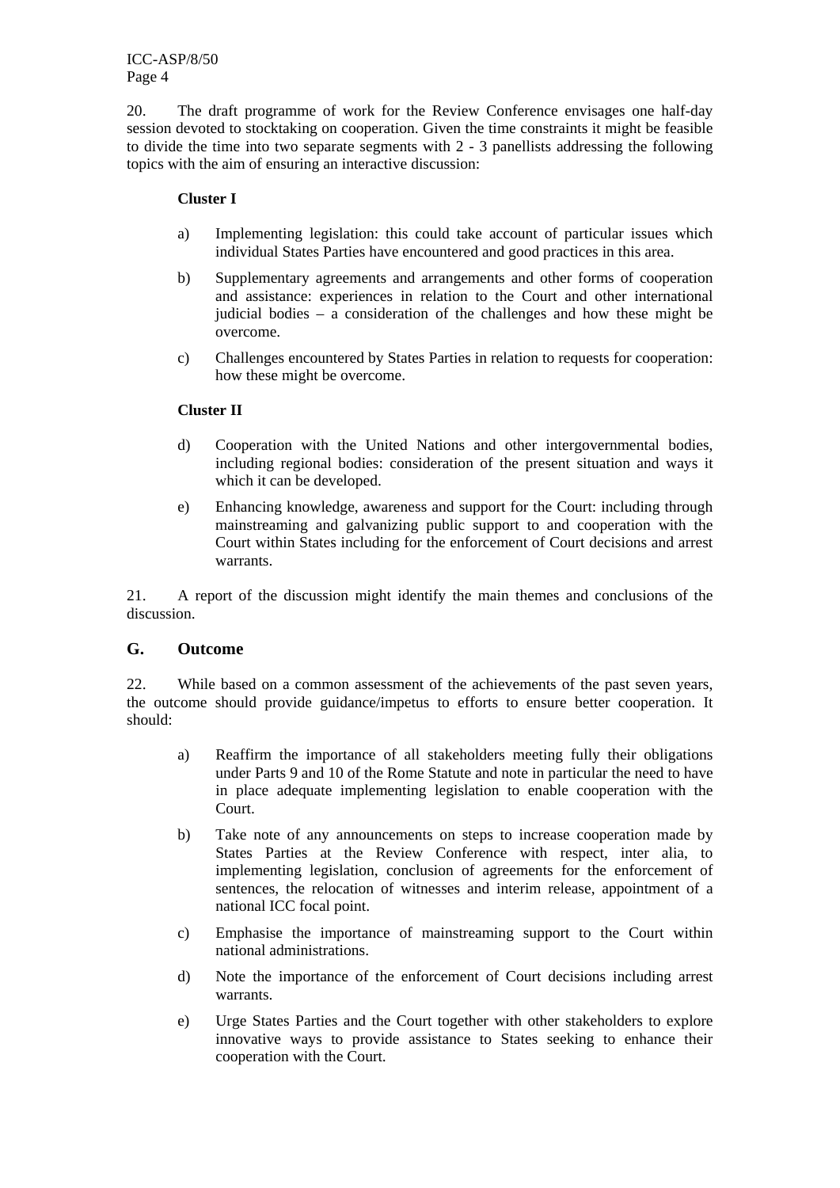20. The draft programme of work for the Review Conference envisages one half-day session devoted to stocktaking on cooperation. Given the time constraints it might be feasible to divide the time into two separate segments with 2 - 3 panellists addressing the following topics with the aim of ensuring an interactive discussion:

**Cluster I**

a) Implementing legislation: this could take account of particular issues which individual States Parties have encountered and good practices in this area.

b) Supplementary agreements and arrangements and other forms of cooperation and assistance: experiences in relation to the Court and other international judicial bodies – a consideration of the challenges and how these might be overcome.

c) Challenges encountered by States Parties in relation to requests for cooperation: how these might be overcome.

**Cluster II**

d) Cooperation with the United Nations and other intergovernmental bodies, including regional bodies: consideration of the present situation and ways it which it can be developed.

e) Enhancing knowledge, awareness and support for the Court: including through mainstreaming and galvanizing public support to and cooperation with the Court within States including for the enforcement of Court decisions and arrest warrants.

21. A report of the discussion might identify the main themes and conclusions of the discussion.

## G. Outcome

22. While based on a common assessment of the achievements of the past seven years, the outcome should provide guidance/impetus to efforts to ensure better cooperation. It should:

a) Reaffirm the importance of all stakeholders meeting fully their obligations under Parts 9 and 10 of the Rome Statute and note in particular the need to have in place adequate implementing legislation to enable cooperation with the Court.

b) Take note of any announcements on steps to increase cooperation made by States Parties at the Review Conference with respect, inter alia, to implementing legislation, conclusion of agreements for the enforcement of sentences, the relocation of witnesses and interim release, appointment of a national ICC focal point.

c) Emphasise the importance of mainstreaming support to the Court within national administrations.

d) Note the importance of the enforcement of Court decisions including arrest warrants.

e) Urge States Parties and the Court together with other stakeholders to explore innovative ways to provide assistance to States seeking to enhance their cooperation with the Court.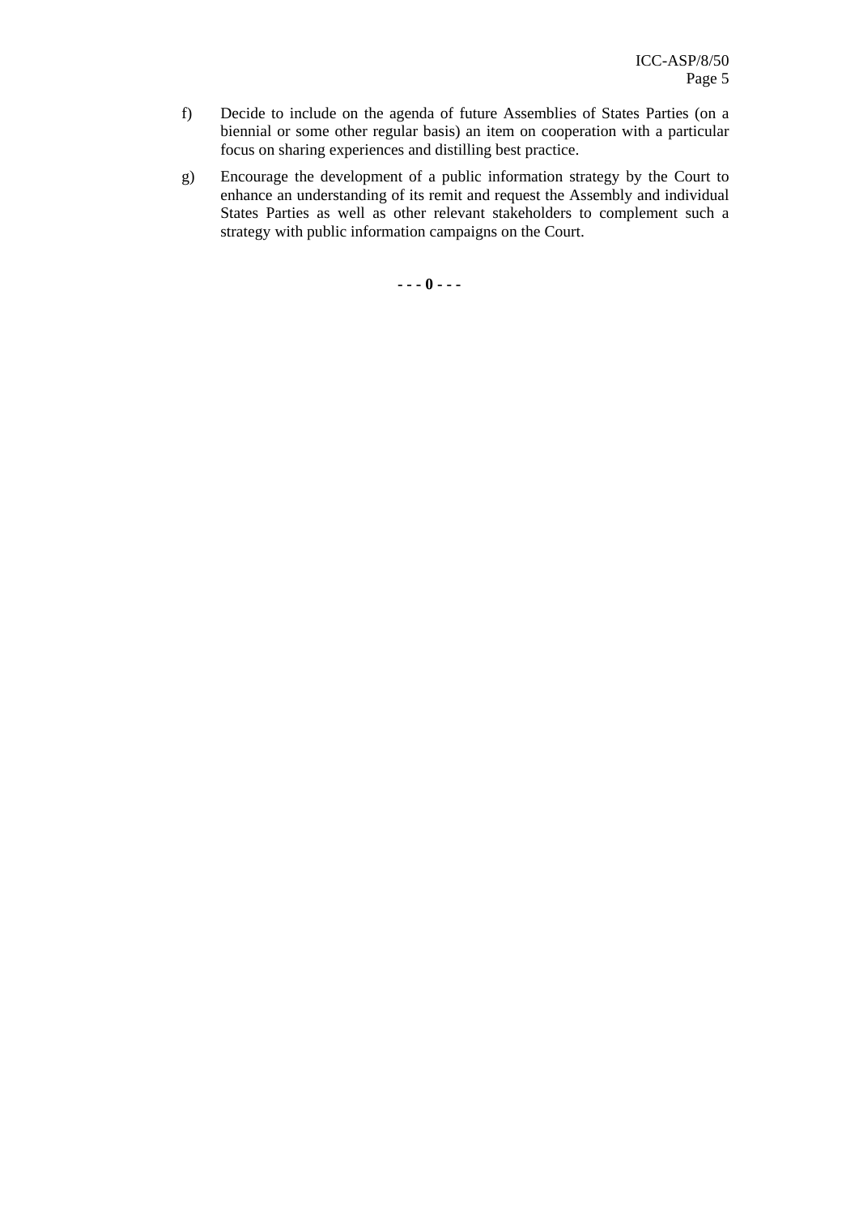f) Decide to include on the agenda of future Assemblies of States Parties (on a biennial or some other regular basis) an item on cooperation with a particular focus on sharing experiences and distilling best practice.

g) Encourage the development of a public information strategy by the Court to enhance an understanding of its remit and request the Assembly and individual States Parties as well as other relevant stakeholders to complement such a strategy with public information campaigns on the Court.

**- - - 0 - - -**